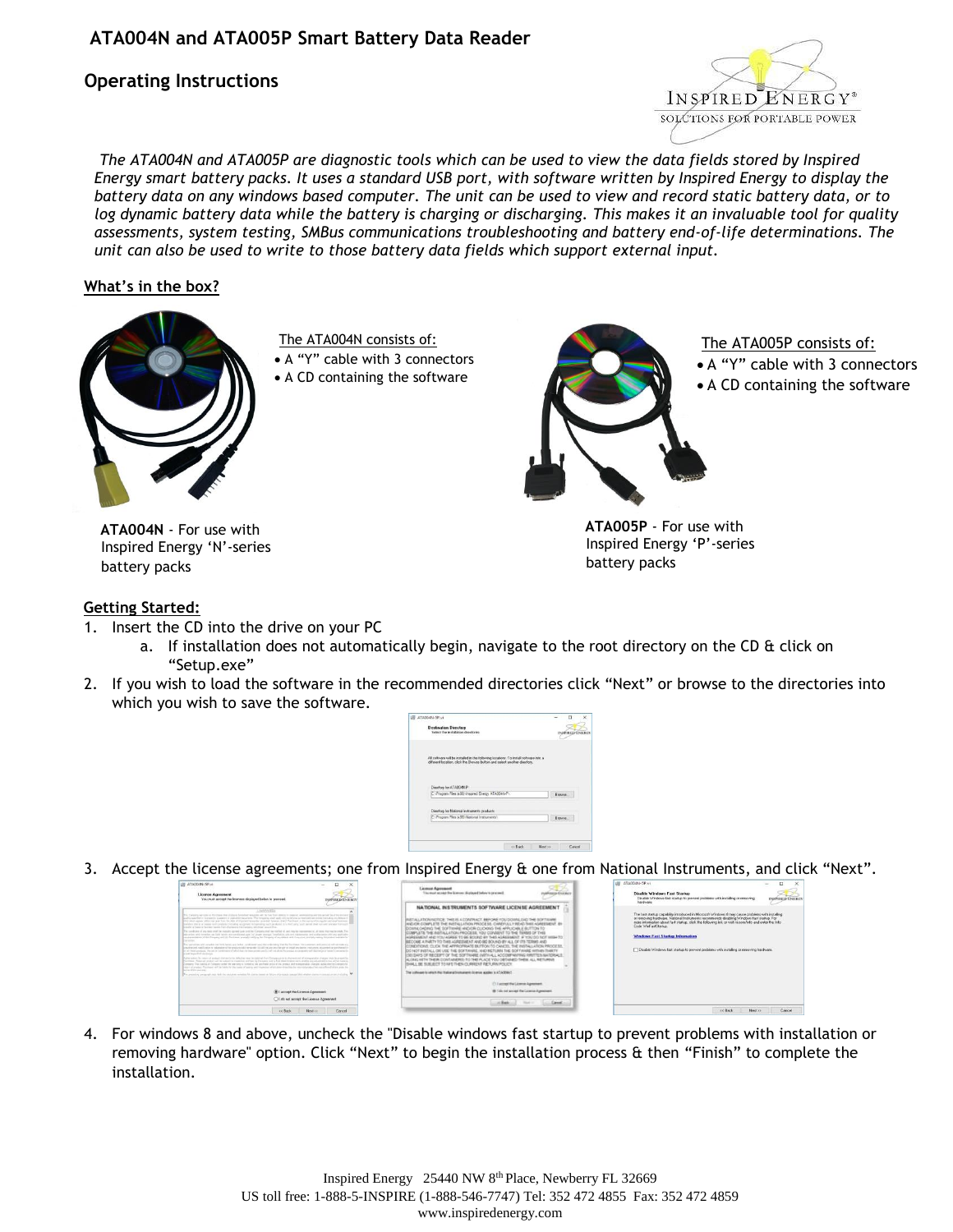# ATA004N and ATA005P Smart Battery Data Reader

## Operating Instructions

*The ATA004N and ATA005P are diagnostic tools which can be used to view the data fields stored by Inspired Energy smart battery packs. It uses a standard USB port, with software written by Inspired Energy to display the battery data on any windows based computer. The unit can be used to view and record static battery data, or to log dynamic battery data while the battery is charging or discharging. This makes it an invaluable tool for quality assessments, system testing, SMBus communications troubleshooting and battery end-of-life determinations. The unit can also be used to write to those battery data fields which support external input.*

**What's in the box?**

The ATA004N consists of:

- A "Y" cable with 3 connectors
- A CD containing the software

**ATA004N** - For use with Inspired Energy 'N'-series battery packs

The ATA005P consists of:

- A "Y" cable with 3 connectors
- A CD containing the software

**ATA005P** - For use with Inspired Energy 'P'-series battery packs

**Getting Started:**

1. Insert the CD into the drive on your PC
   a. If installation does not automatically begin, navigate to the root directory on the CD & click on "Setup.exe"
2. If you wish to load the software in the recommended directories click "Next" or browse to the directories into which you wish to save the software.
3. Accept the license agreements; one from Inspired Energy & one from National Instruments, and click "Next".
4. For windows 8 and above, uncheck the "Disable windows fast startup to prevent problems with installation or removing hardware" option. Click "Next" to begin the installation process & then "Finish" to complete the installation.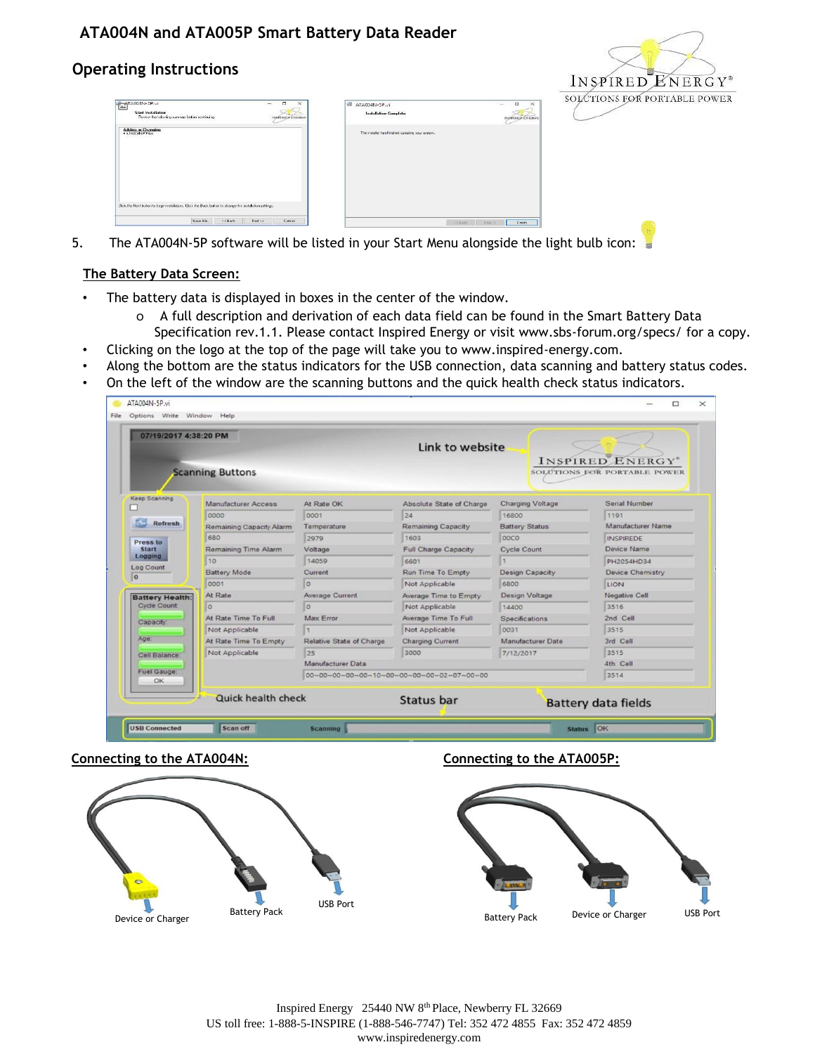# ATA004N and ATA005P Smart Battery Data Reader

## Operating Instructions

5. The ATA004N-5P software will be listed in your Start Menu alongside the light bulb icon:

### The Battery Data Screen:

- The battery data is displayed in boxes in the center of the window.
  - A full description and derivation of each data field can be found in the Smart Battery Data Specification rev.1.1. Please contact Inspired Energy or visit www.sbs-forum.org/specs/ for a copy.
- Clicking on the logo at the top of the page will take you to www.inspired-energy.com.
- Along the bottom are the status indicators for the USB connection, data scanning and battery status codes.
- On the left of the window are the scanning buttons and the quick health check status indicators.

### Connecting to the ATA004N:

Device or Charger — Battery Pack — USB Port

### Connecting to the ATA005P:

Battery Pack — Device or Charger — USB Port

Inspired Energy 25440 NW 8th Place, Newberry FL 32669
US toll free: 1-888-5-INSPIRE (1-888-546-7747) Tel: 352 472 4855 Fax: 352 472 4859
www.inspiredenergy.com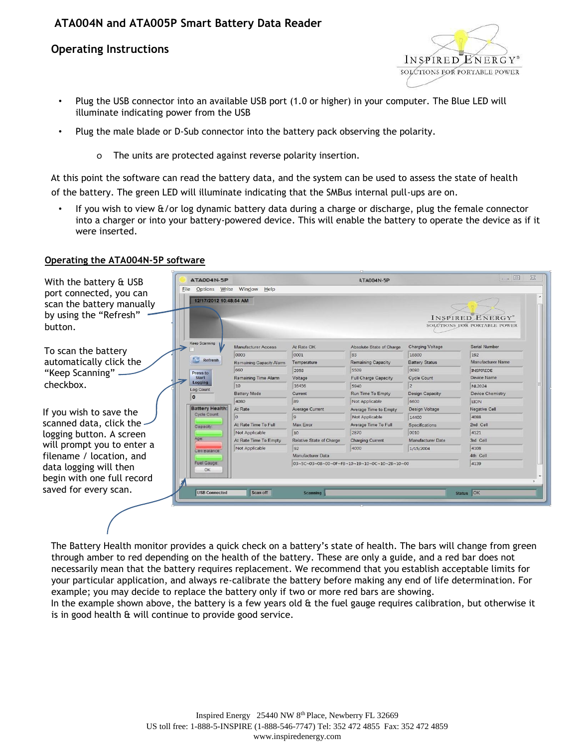# ATA004N and ATA005P Smart Battery Data Reader

## Operating Instructions

- Plug the USB connector into an available USB port (1.0 or higher) in your computer. The Blue LED will illuminate indicating power from the USB
- Plug the male blade or D-Sub connector into the battery pack observing the polarity.
  - The units are protected against reverse polarity insertion.

At this point the software can read the battery data, and the system can be used to assess the state of health of the battery. The green LED will illuminate indicating that the SMBus internal pull-ups are on.

- If you wish to view &/or log dynamic battery data during a charge or discharge, plug the female connector into a charger or into your battery-powered device. This will enable the battery to operate the device as if it were inserted.

## Operating the ATA004N-5P software

With the battery & USB port connected, you can scan the battery manually by using the “Refresh” button.

To scan the battery automatically click the “Keep Scanning” checkbox.

If you wish to save the scanned data, click the logging button. A screen will prompt you to enter a filename / location, and data logging will then begin with one full record saved for every scan.

The Battery Health monitor provides a quick check on a battery’s state of health. The bars will change from green through amber to red depending on the health of the battery. These are only a guide, and a red bar does not necessarily mean that the battery requires replacement. We recommend that you establish acceptable limits for your particular application, and always re-calibrate the battery before making any end of life determination. For example; you may decide to replace the battery only if two or more red bars are showing.

In the example shown above, the battery is a few years old & the fuel gauge requires calibration, but otherwise it is in good health & will continue to provide good service.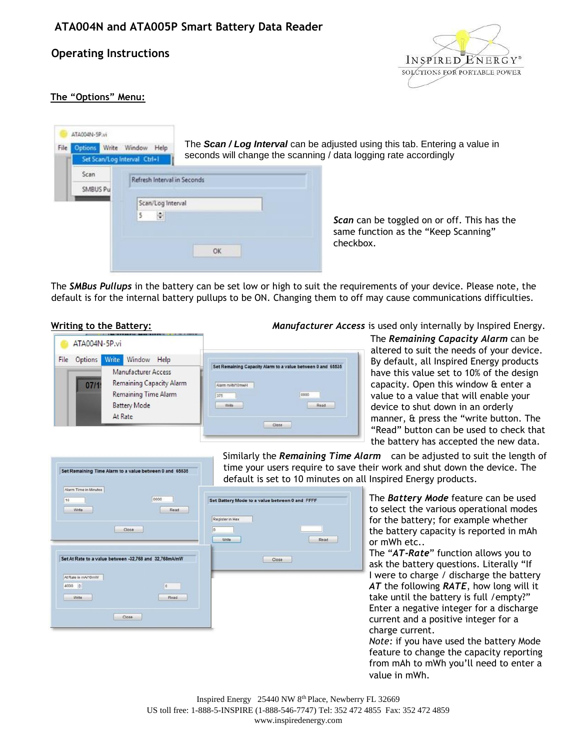## ATA004N and ATA005P Smart Battery Data Reader

### Operating Instructions

**The "Options" Menu:**

The ***Scan / Log Interval*** can be adjusted using this tab. Entering a value in seconds will change the scanning / data logging rate accordingly

***Scan*** can be toggled on or off. This has the same function as the "Keep Scanning" checkbox.

The ***SMBus Pullups*** in the battery can be set low or high to suit the requirements of your device. Please note, the default is for the internal battery pullups to be ON. Changing them to off may cause communications difficulties.

**Writing to the Battery:**

***Manufacturer Access*** is used only internally by Inspired Energy.

The ***Remaining Capacity Alarm*** can be altered to suit the needs of your device. By default, all Inspired Energy products have this value set to 10% of the design capacity. Open this window & enter a value to a value that will enable your device to shut down in an orderly manner, & press the "write button. The "Read" button can be used to check that the battery has accepted the new data.

Similarly the ***Remaining Time Alarm*** can be adjusted to suit the length of time your users require to save their work and shut down the device. The default is set to 10 minutes on all Inspired Energy products.

The ***Battery Mode*** feature can be used to select the various operational modes for the battery; for example whether the battery capacity is reported in mAh or mWh etc..

The "***AT-Rate***" function allows you to ask the battery questions. Literally "If I were to charge / discharge the battery ***AT*** the following ***RATE***, how long will it take until the battery is full /empty?" Enter a negative integer for a discharge current and a positive integer for a charge current.

*Note:* if you have used the battery Mode feature to change the capacity reporting from mAh to mWh you'll need to enter a value in mWh.

Inspired Energy 25440 NW 8th Place, Newberry FL 32669
US toll free: 1-888-5-INSPIRE (1-888-546-7747) Tel: 352 472 4855 Fax: 352 472 4859
www.inspiredenergy.com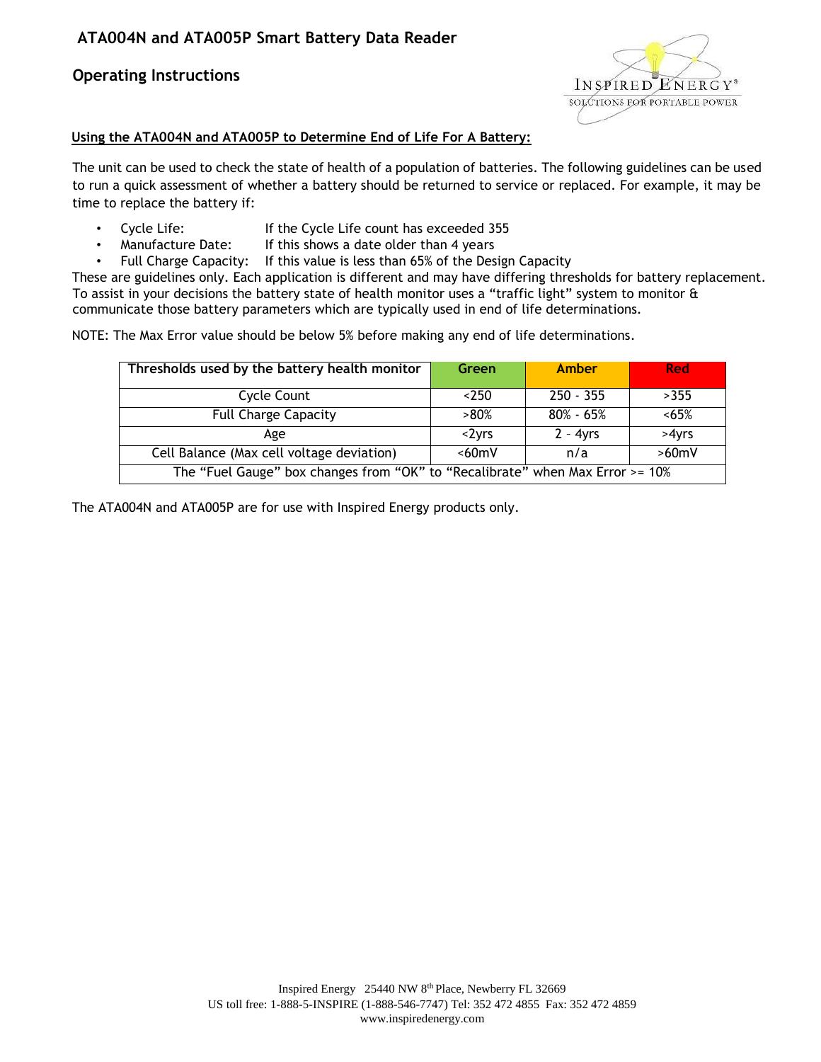# ATA004N and ATA005P Smart Battery Data Reader

## Operating Instructions

**Using the ATA004N and ATA005P to Determine End of Life For A Battery:**

The unit can be used to check the state of health of a population of batteries. The following guidelines can be used to run a quick assessment of whether a battery should be returned to service or replaced. For example, it may be time to replace the battery if:

- Cycle Life: If the Cycle Life count has exceeded 355
- Manufacture Date: If this shows a date older than 4 years
- Full Charge Capacity: If this value is less than 65% of the Design Capacity

These are guidelines only. Each application is different and may have differing thresholds for battery replacement. To assist in your decisions the battery state of health monitor uses a "traffic light" system to monitor & communicate those battery parameters which are typically used in end of life determinations.

NOTE: The Max Error value should be below 5% before making any end of life determinations.

| Thresholds used by the battery health monitor | Green | Amber | Red |
|---|---|---|---|
| Cycle Count | <250 | 250 - 355 | >355 |
| Full Charge Capacity | >80% | 80% - 65% | <65% |
| Age | <2yrs | 2 – 4yrs | >4yrs |
| Cell Balance (Max cell voltage deviation) | <60mV | n/a | >60mV |
| The "Fuel Gauge" box changes from "OK" to "Recalibrate" when Max Error >= 10% | | | |

The ATA004N and ATA005P are for use with Inspired Energy products only.

Inspired Energy 25440 NW 8th Place, Newberry FL 32669
US toll free: 1-888-5-INSPIRE (1-888-546-7747) Tel: 352 472 4855 Fax: 352 472 4859
www.inspiredenergy.com